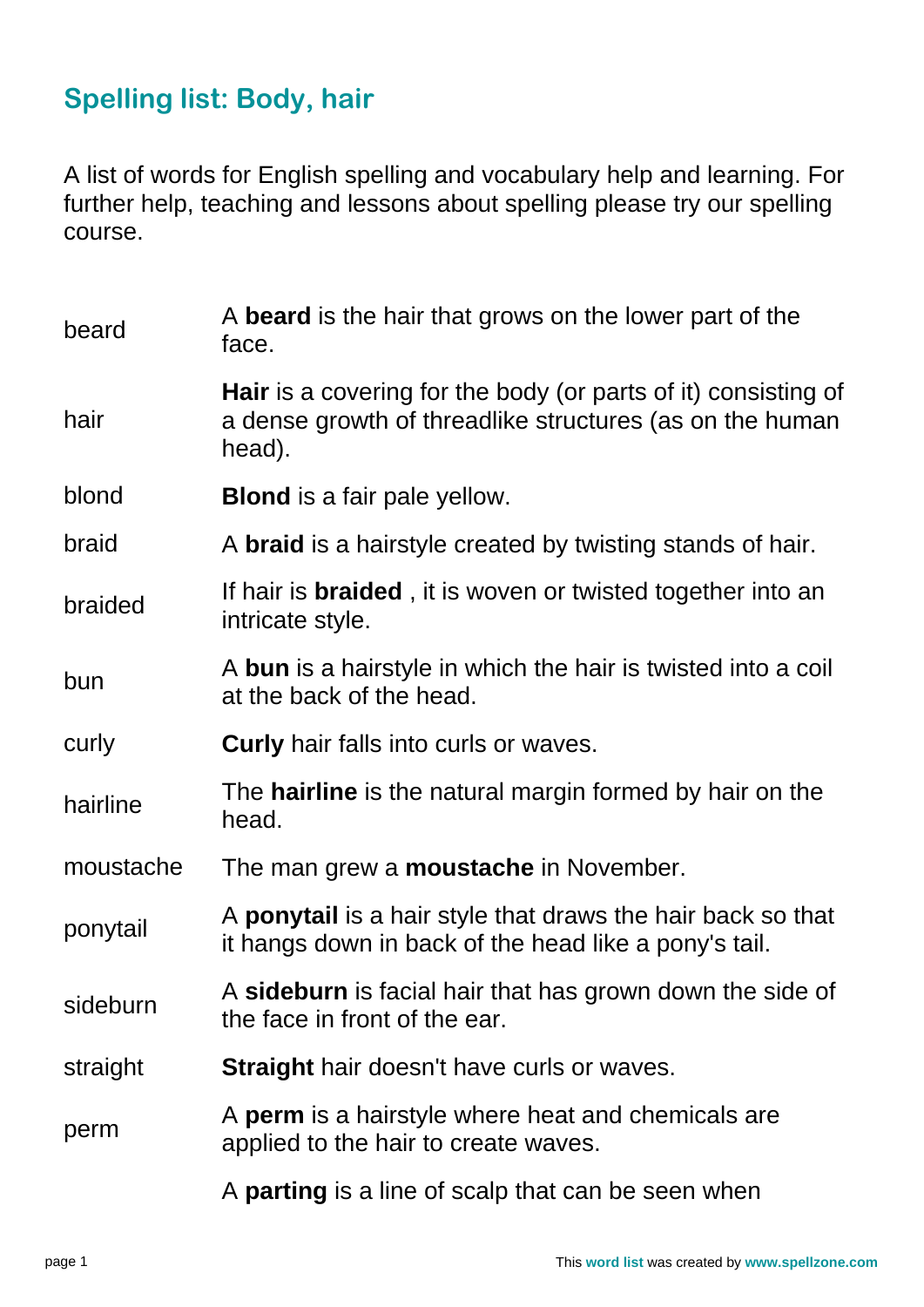## Spelling list: Body, hair

A list of words for English spelling and vocabulary help and learning. For further help, teaching and lessons about spelling please try our spelling course.

| | |
|---|---|
| beard | A **beard** is the hair that grows on the lower part of the face. |
| hair | **Hair** is a covering for the body (or parts of it) consisting of a dense growth of threadlike structures (as on the human head). |
| blond | **Blond** is a fair pale yellow. |
| braid | A **braid** is a hairstyle created by twisting stands of hair. |
| braided | If hair is **braided** , it is woven or twisted together into an intricate style. |
| bun | A **bun** is a hairstyle in which the hair is twisted into a coil at the back of the head. |
| curly | **Curly** hair falls into curls or waves. |
| hairline | The **hairline** is the natural margin formed by hair on the head. |
| moustache | The man grew a **moustache** in November. |
| ponytail | A **ponytail** is a hair style that draws the hair back so that it hangs down in back of the head like a pony's tail. |
| sideburn | A **sideburn** is facial hair that has grown down the side of the face in front of the ear. |
| straight | **Straight** hair doesn't have curls or waves. |
| perm | A **perm** is a hairstyle where heat and chemicals are applied to the hair to create waves. |
| | A **parting** is a line of scalp that can be seen when |

This **word list** was created by **www.spellzone.com**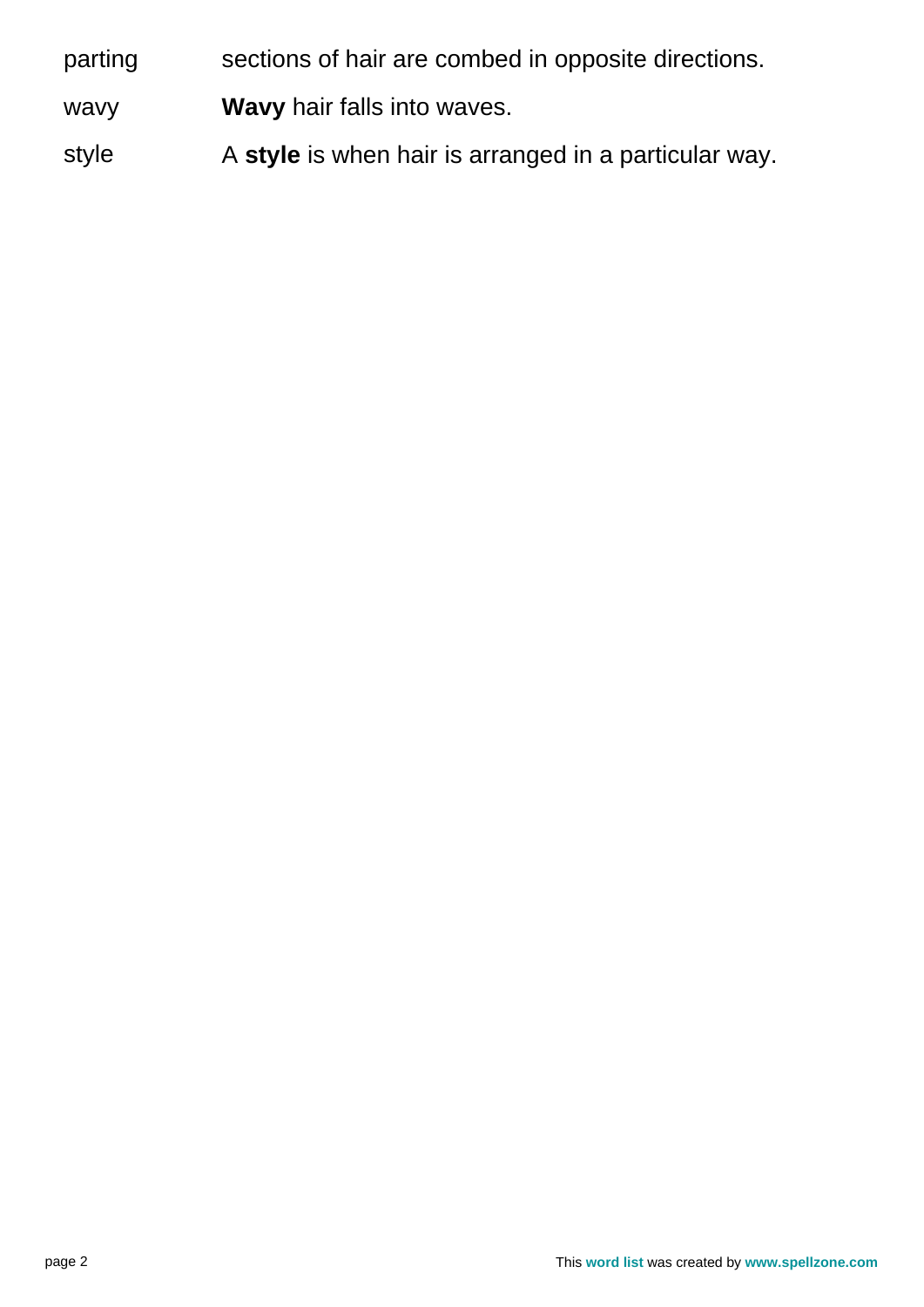| | |
|---|---|
| parting | sections of hair are combed in opposite directions. |
| wavy | **Wavy** hair falls into waves. |
| style | A **style** is when hair is arranged in a particular way. |

This **word list** was created by **www.spellzone.com**